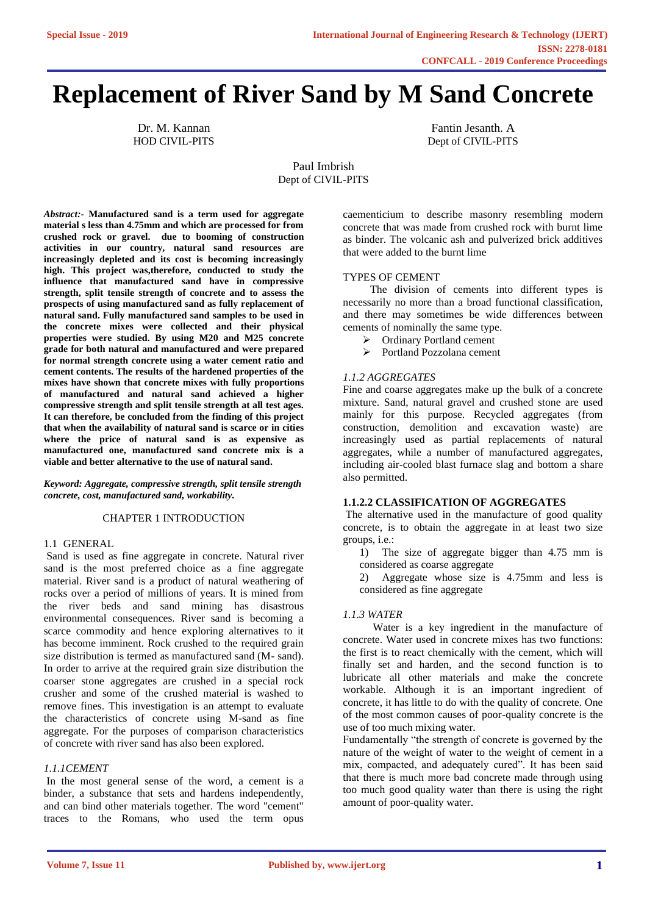# Replacement of River Sand by M Sand Concrete

Dr. M. Kannan
HOD CIVIL-PITS

Fantin Jesanth. A
Dept of CIVIL-PITS

Paul Imbrish
Dept of CIVIL-PITS

***Abstract:-*** **Manufactured sand is a term used for aggregate material s less than 4.75mm and which are processed for from crushed rock or gravel. due to booming of construction activities in our country, natural sand resources are increasingly depleted and its cost is becoming increasingly high. This project was,therefore, conducted to study the influence that manufactured sand have in compressive strength, split tensile strength of concrete and to assess the prospects of using manufactured sand as fully replacement of natural sand. Fully manufactured sand samples to be used in the concrete mixes were collected and their physical properties were studied. By using M20 and M25 concrete grade for both natural and manufactured and were prepared for normal strength concrete using a water cement ratio and cement contents. The results of the hardened properties of the mixes have shown that concrete mixes with fully proportions of manufactured and natural sand achieved a higher compressive strength and split tensile strength at all test ages. It can therefore, be concluded from the finding of this project that when the availability of natural sand is scarce or in cities where the price of natural sand is as expensive as manufactured one, manufactured sand concrete mix is a viable and better alternative to the use of natural sand.**

***Keyword: Aggregate, compressive strength, split tensile strength concrete, cost, manufactured sand, workability.***

## CHAPTER 1 INTRODUCTION

### 1.1 GENERAL

Sand is used as fine aggregate in concrete. Natural river sand is the most preferred choice as a fine aggregate material. River sand is a product of natural weathering of rocks over a period of millions of years. It is mined from the river beds and sand mining has disastrous environmental consequences. River sand is becoming a scarce commodity and hence exploring alternatives to it has become imminent. Rock crushed to the required grain size distribution is termed as manufactured sand (M- sand). In order to arrive at the required grain size distribution the coarser stone aggregates are crushed in a special rock crusher and some of the crushed material is washed to remove fines. This investigation is an attempt to evaluate the characteristics of concrete using M-sand as fine aggregate. For the purposes of comparison characteristics of concrete with river sand has also been explored.

### *1.1.1CEMENT*

In the most general sense of the word, a cement is a binder, a substance that sets and hardens independently, and can bind other materials together. The word "cement" traces to the Romans, who used the term opus caementicium to describe masonry resembling modern concrete that was made from crushed rock with burnt lime as binder. The volcanic ash and pulverized brick additives that were added to the burnt lime

TYPES OF CEMENT

The division of cements into different types is necessarily no more than a broad functional classification, and there may sometimes be wide differences between cements of nominally the same type.

- Ordinary Portland cement
- Portland Pozzolana cement

### *1.1.2 AGGREGATES*

Fine and coarse aggregates make up the bulk of a concrete mixture. Sand, natural gravel and crushed stone are used mainly for this purpose. Recycled aggregates (from construction, demolition and excavation waste) are increasingly used as partial replacements of natural aggregates, while a number of manufactured aggregates, including air-cooled blast furnace slag and bottom a share also permitted.

### 1.1.2.2 CLASSIFICATION OF AGGREGATES

The alternative used in the manufacture of good quality concrete, is to obtain the aggregate in at least two size groups, i.e.:

1) The size of aggregate bigger than 4.75 mm is considered as coarse aggregate
2) Aggregate whose size is 4.75mm and less is considered as fine aggregate

### *1.1.3 WATER*

Water is a key ingredient in the manufacture of concrete. Water used in concrete mixes has two functions: the first is to react chemically with the cement, which will finally set and harden, and the second function is to lubricate all other materials and make the concrete workable. Although it is an important ingredient of concrete, it has little to do with the quality of concrete. One of the most common causes of poor-quality concrete is the use of too much mixing water.

Fundamentally "the strength of concrete is governed by the nature of the weight of water to the weight of cement in a mix, compacted, and adequately cured". It has been said that there is much more bad concrete made through using too much good quality water than there is using the right amount of poor-quality water.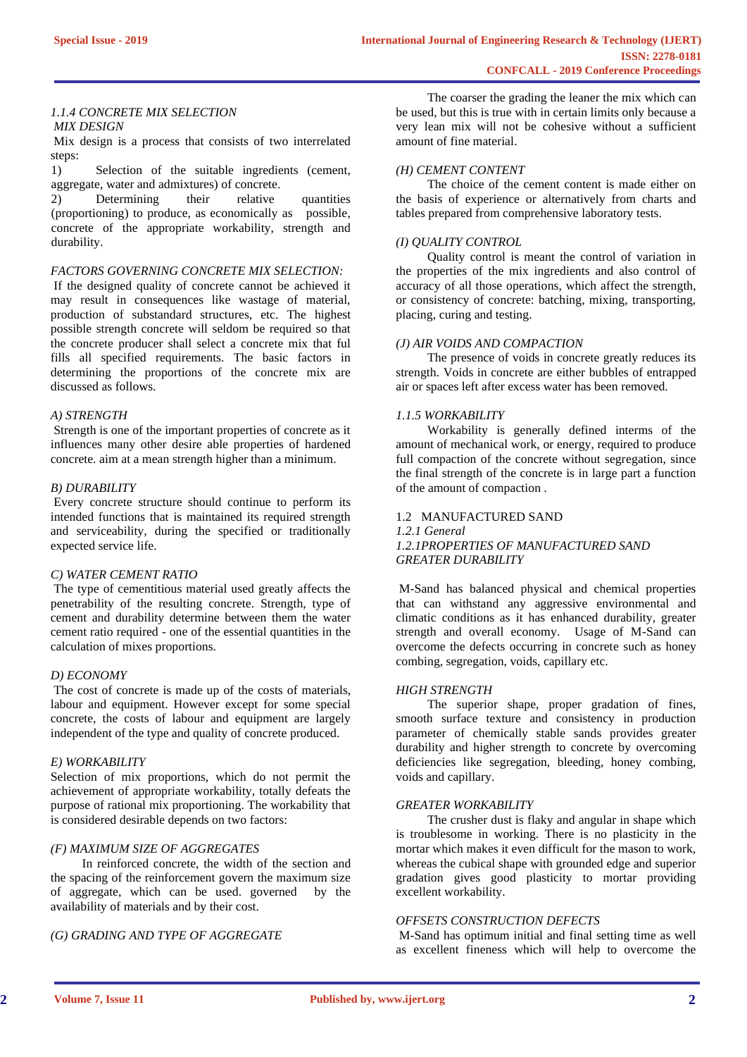*1.1.4 CONCRETE MIX SELECTION*

*MIX DESIGN*

Mix design is a process that consists of two interrelated steps:

1) Selection of the suitable ingredients (cement, aggregate, water and admixtures) of concrete.
2) Determining their relative quantities (proportioning) to produce, as economically as possible, concrete of the appropriate workability, strength and durability.

*FACTORS GOVERNING CONCRETE MIX SELECTION:*

If the designed quality of concrete cannot be achieved it may result in consequences like wastage of material, production of substandard structures, etc. The highest possible strength concrete will seldom be required so that the concrete producer shall select a concrete mix that ful fills all specified requirements. The basic factors in determining the proportions of the concrete mix are discussed as follows.

*A) STRENGTH*

Strength is one of the important properties of concrete as it influences many other desire able properties of hardened concrete. aim at a mean strength higher than a minimum.

*B) DURABILITY*

Every concrete structure should continue to perform its intended functions that is maintained its required strength and serviceability, during the specified or traditionally expected service life.

*C) WATER CEMENT RATIO*

The type of cementitious material used greatly affects the penetrability of the resulting concrete. Strength, type of cement and durability determine between them the water cement ratio required - one of the essential quantities in the calculation of mixes proportions.

*D) ECONOMY*

The cost of concrete is made up of the costs of materials, labour and equipment. However except for some special concrete, the costs of labour and equipment are largely independent of the type and quality of concrete produced.

*E) WORKABILITY*

Selection of mix proportions, which do not permit the achievement of appropriate workability, totally defeats the purpose of rational mix proportioning. The workability that is considered desirable depends on two factors:

*(F) MAXIMUM SIZE OF AGGREGATES*

In reinforced concrete, the width of the section and the spacing of the reinforcement govern the maximum size of aggregate, which can be used. governed by the availability of materials and by their cost.

*(G) GRADING AND TYPE OF AGGREGATE*

The coarser the grading the leaner the mix which can be used, but this is true with in certain limits only because a very lean mix will not be cohesive without a sufficient amount of fine material.

*(H) CEMENT CONTENT*

The choice of the cement content is made either on the basis of experience or alternatively from charts and tables prepared from comprehensive laboratory tests.

*(I) QUALITY CONTROL*

Quality control is meant the control of variation in the properties of the mix ingredients and also control of accuracy of all those operations, which affect the strength, or consistency of concrete: batching, mixing, transporting, placing, curing and testing.

*(J) AIR VOIDS AND COMPACTION*

The presence of voids in concrete greatly reduces its strength. Voids in concrete are either bubbles of entrapped air or spaces left after excess water has been removed.

*1.1.5 WORKABILITY*

Workability is generally defined interms of the amount of mechanical work, or energy, required to produce full compaction of the concrete without segregation, since the final strength of the concrete is in large part a function of the amount of compaction .

## 1.2 MANUFACTURED SAND

*1.2.1 General*

*1.2.1PROPERTIES OF MANUFACTURED SAND*

*GREATER DURABILITY*

M-Sand has balanced physical and chemical properties that can withstand any aggressive environmental and climatic conditions as it has enhanced durability, greater strength and overall economy. Usage of M-Sand can overcome the defects occurring in concrete such as honey combing, segregation, voids, capillary etc.

*HIGH STRENGTH*

The superior shape, proper gradation of fines, smooth surface texture and consistency in production parameter of chemically stable sands provides greater durability and higher strength to concrete by overcoming deficiencies like segregation, bleeding, honey combing, voids and capillary.

*GREATER WORKABILITY*

The crusher dust is flaky and angular in shape which is troublesome in working. There is no plasticity in the mortar which makes it even difficult for the mason to work, whereas the cubical shape with grounded edge and superior gradation gives good plasticity to mortar providing excellent workability.

*OFFSETS CONSTRUCTION DEFECTS*

M-Sand has optimum initial and final setting time as well as excellent fineness which will help to overcome the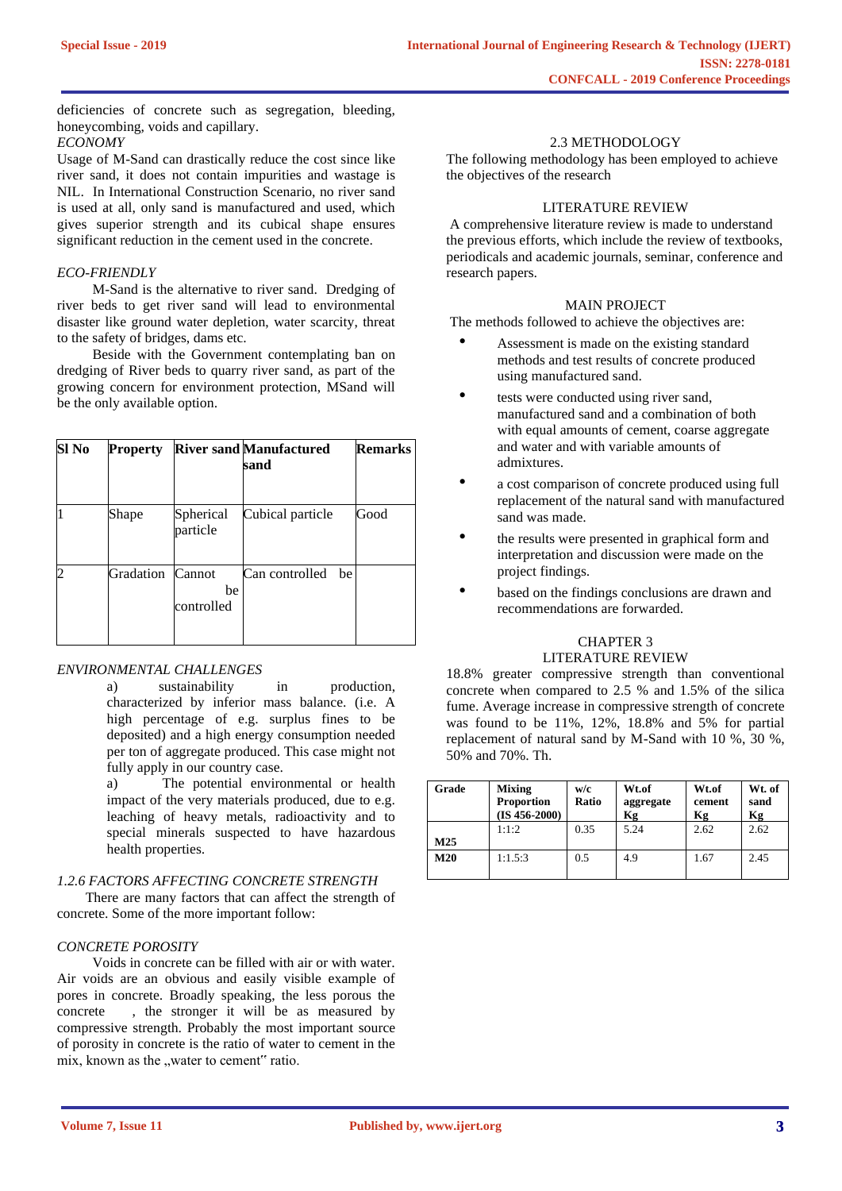deficiencies of concrete such as segregation, bleeding, honeycombing, voids and capillary.

*ECONOMY*

Usage of M-Sand can drastically reduce the cost since like river sand, it does not contain impurities and wastage is NIL. In International Construction Scenario, no river sand is used at all, only sand is manufactured and used, which gives superior strength and its cubical shape ensures significant reduction in the cement used in the concrete.

*ECO-FRIENDLY*

M-Sand is the alternative to river sand. Dredging of river beds to get river sand will lead to environmental disaster like ground water depletion, water scarcity, threat to the safety of bridges, dams etc.

Beside with the Government contemplating ban on dredging of River beds to quarry river sand, as part of the growing concern for environment protection, MSand will be the only available option.

| Sl No | Property | River sand | Manufactured sand | Remarks |
|---|---|---|---|---|
| 1 | Shape | Spherical particle | Cubical particle | Good |
| 2 | Gradation | Cannot be controlled | Can controlled be | |

*ENVIRONMENTAL CHALLENGES*

a) sustainability in production, characterized by inferior mass balance. (i.e. A high percentage of e.g. surplus fines to be deposited) and a high energy consumption needed per ton of aggregate produced. This case might not fully apply in our country case.

a) The potential environmental or health impact of the very materials produced, due to e.g. leaching of heavy metals, radioactivity and to special minerals suspected to have hazardous health properties.

*1.2.6 FACTORS AFFECTING CONCRETE STRENGTH*

There are many factors that can affect the strength of concrete. Some of the more important follow:

*CONCRETE POROSITY*

Voids in concrete can be filled with air or with water. Air voids are an obvious and easily visible example of pores in concrete. Broadly speaking, the less porous the concrete , the stronger it will be as measured by compressive strength. Probably the most important source of porosity in concrete is the ratio of water to cement in the mix, known as the „water to cement" ratio.

## 2.3 METHODOLOGY

The following methodology has been employed to achieve the objectives of the research

### LITERATURE REVIEW

A comprehensive literature review is made to understand the previous efforts, which include the review of textbooks, periodicals and academic journals, seminar, conference and research papers.

### MAIN PROJECT

The methods followed to achieve the objectives are:

- Assessment is made on the existing standard methods and test results of concrete produced using manufactured sand.
- tests were conducted using river sand, manufactured sand and a combination of both with equal amounts of cement, coarse aggregate and water and with variable amounts of admixtures.
- a cost comparison of concrete produced using full replacement of the natural sand with manufactured sand was made.
- the results were presented in graphical form and interpretation and discussion were made on the project findings.
- based on the findings conclusions are drawn and recommendations are forwarded.

# CHAPTER 3
## LITERATURE REVIEW

18.8% greater compressive strength than conventional concrete when compared to 2.5 % and 1.5% of the silica fume. Average increase in compressive strength of concrete was found to be 11%, 12%, 18.8% and 5% for partial replacement of natural sand by M-Sand with 10 %, 30 %, 50% and 70%. Th.

| Grade | Mixing Proportion (IS 456-2000) | w/c Ratio | Wt.of aggregate Kg | Wt.of cement Kg | Wt. of sand Kg |
|---|---|---|---|---|---|
| M25 | 1:1:2 | 0.35 | 5.24 | 2.62 | 2.62 |
| M20 | 1:1.5:3 | 0.5 | 4.9 | 1.67 | 2.45 |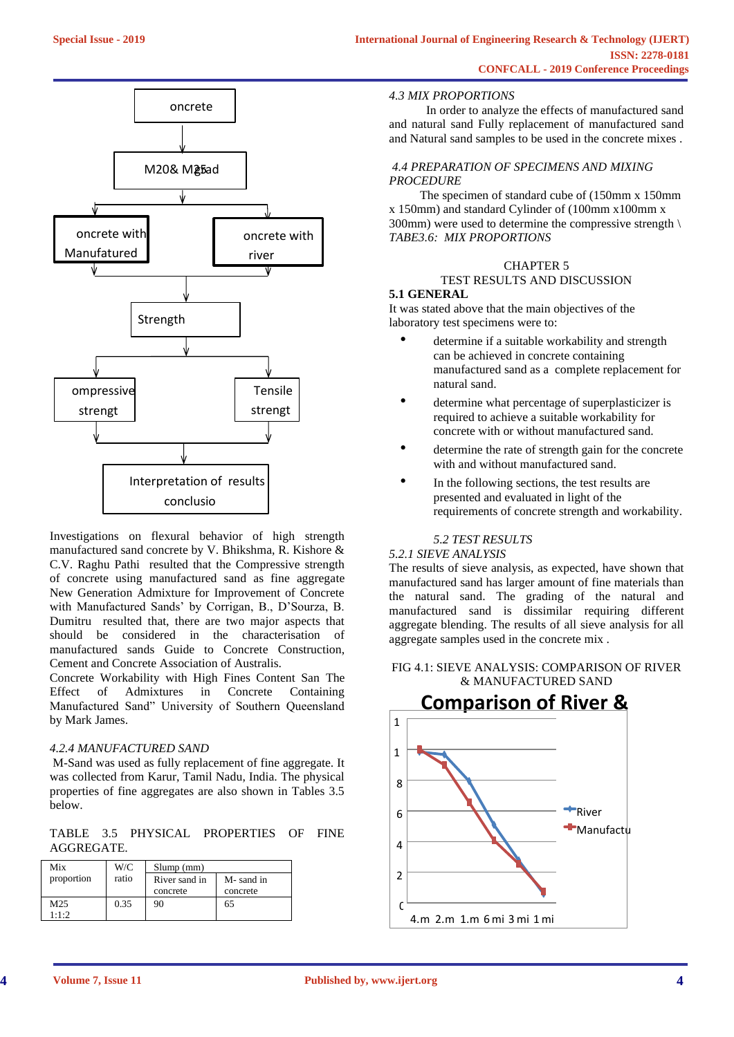onrete

M20& M25ad

onrete with Manufatured

onrete with river

Strength

ompressive strengt

Tensile strengt

Interpretation of results conclusio

Investigations on flexural behavior of high strength manufactured sand concrete by V. Bhikshma, R. Kishore & C.V. Raghu Pathi resulted that the Compressive strength of concrete using manufactured sand as fine aggregate New Generation Admixture for Improvement of Concrete with Manufactured Sands' by Corrigan, B., D'Sourza, B. Dumitru resulted that, there are two major aspects that should be considered in the characterisation of manufactured sands Guide to Concrete Construction, Cement and Concrete Association of Australis.

Concrete Workability with High Fines Content San The Effect of Admixtures in Concrete Containing Manufactured Sand" University of Southern Queensland by Mark James.

### *4.2.4 MANUFACTURED SAND*

M-Sand was used as fully replacement of fine aggregate. It was collected from Karur, Tamil Nadu, India. The physical properties of fine aggregates are also shown in Tables 3.5 below.

TABLE 3.5 PHYSICAL PROPERTIES OF FINE AGGREGATE.

| Mix proportion | W/C ratio | Slump (mm) | |
|---|---|---|---|
| | | River sand in concrete | M- sand in concrete |
| M25 1:1:2 | 0.35 | 90 | 65 |

### *4.3 MIX PROPORTIONS*

In order to analyze the effects of manufactured sand and natural sand Fully replacement of manufactured sand and Natural sand samples to be used in the concrete mixes .

### *4.4 PREPARATION OF SPECIMENS AND MIXING PROCEDURE*

The specimen of standard cube of (150mm x 150mm x 150mm) and standard Cylinder of (100mm x100mm x 300mm) were used to determine the compressive strength \ *TABE3.6: MIX PROPORTIONS*

## CHAPTER 5
## TEST RESULTS AND DISCUSSION

### 5.1 GENERAL

It was stated above that the main objectives of the laboratory test specimens were to:

- determine if a suitable workability and strength can be achieved in concrete containing manufactured sand as a complete replacement for natural sand.
- determine what percentage of superplasticizer is required to achieve a suitable workability for concrete with or without manufactured sand.
- determine the rate of strength gain for the concrete with and without manufactured sand.
- In the following sections, the test results are presented and evaluated in light of the requirements of concrete strength and workability.

### *5.2 TEST RESULTS*

#### *5.2.1 SIEVE ANALYSIS*

The results of sieve analysis, as expected, have shown that manufactured sand has larger amount of fine materials than the natural sand. The grading of the natural and manufactured sand is dissimilar requiring different aggregate blending. The results of all sieve analysis for all aggregate samples used in the concrete mix .

FIG 4.1: SIEVE ANALYSIS: COMPARISON OF RIVER & MANUFACTURED SAND

Comparison of River &

1
1
8
6
4
2
0

4.m 2.m 1.m 6mi 3mi 1mi

River
Manufactu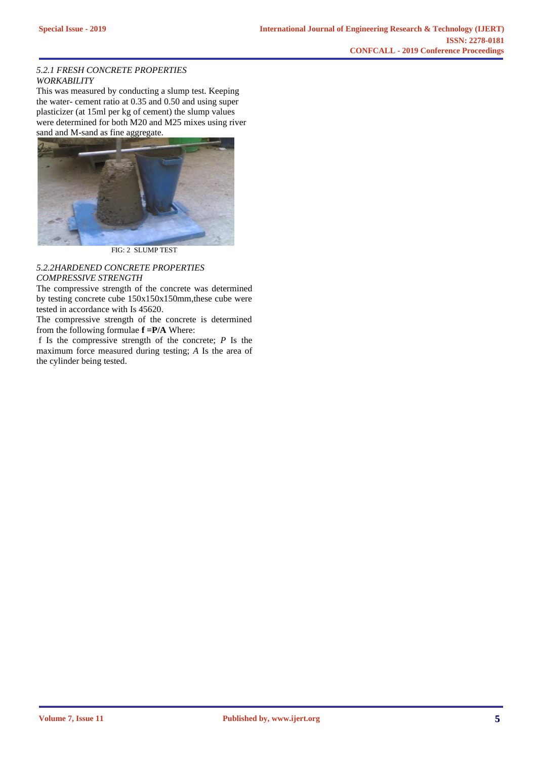*5.2.1 FRESH CONCRETE PROPERTIES*

*WORKABILITY*

This was measured by conducting a slump test. Keeping the water- cement ratio at 0.35 and 0.50 and using super plasticizer (at 15ml per kg of cement) the slump values were determined for both M20 and M25 mixes using river sand and M-sand as fine aggregate.

FIG: 2 SLUMP TEST

*5.2.2HARDENED CONCRETE PROPERTIES*

*COMPRESSIVE STRENGTH*

The compressive strength of the concrete was determined by testing concrete cube 150x150x150mm,these cube were tested in accordance with Is 45620.

The compressive strength of the concrete is determined from the following formulae **f =P/A** Where:

f Is the compressive strength of the concrete; *P* Is the maximum force measured during testing; *A* Is the area of the cylinder being tested.